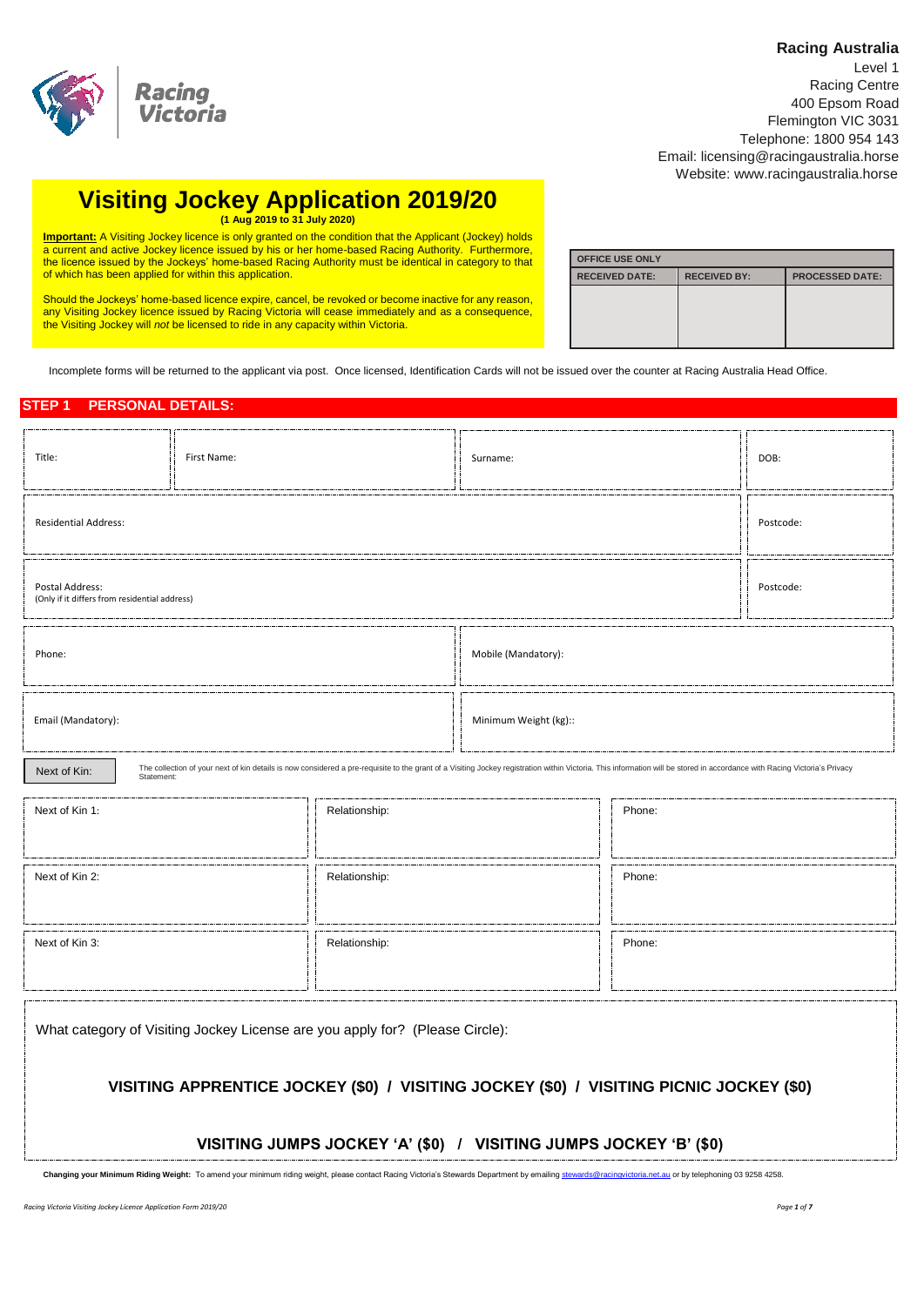**Racing Australia**
Level 1
Racing Centre
400 Epsom Road
Flemington VIC 3031
Telephone: 1800 954 143
Email: licensing@racingaustralia.horse
Website: www.racingaustralia.horse

# Visiting Jockey Application 2019/20

**(1 Aug 2019 to 31 July 2020)**

**Important:** A Visiting Jockey licence is only granted on the condition that the Applicant (Jockey) holds a current and active Jockey licence issued by his or her home-based Racing Authority. Furthermore, the licence issued by the Jockeys' home-based Racing Authority must be identical in category to that of which has been applied for within this application.

Should the Jockeys' home-based licence expire, cancel, be revoked or become inactive for any reason, any Visiting Jockey licence issued by Racing Victoria will cease immediately and as a consequence, the Visiting Jockey will *not* be licensed to ride in any capacity within Victoria.

| OFFICE USE ONLY | | |
|---|---|---|
| RECEIVED DATE: | RECEIVED BY: | PROCESSED DATE: |
| | | |

Incomplete forms will be returned to the applicant via post. Once licensed, Identification Cards will not be issued over the counter at Racing Australia Head Office.

## STEP 1 PERSONAL DETAILS:

| Title: | First Name: | Surname: | DOB: |
|---|---|---|---|

| Residential Address: | Postcode: |
|---|---|
| Postal Address: (Only if it differs from residential address) | Postcode: |

| Phone: | Mobile (Mandatory): |
|---|---|
| Email (Mandatory): | Minimum Weight (kg):: |

Next of Kin: The collection of your next of kin details is now considered a pre-requisite to the grant of a Visiting Jockey registration within Victoria. This information will be stored in accordance with Racing Victoria's Privacy Statement:

| Next of Kin 1: | Relationship: | Phone: |
|---|---|---|
| Next of Kin 2: | Relationship: | Phone: |
| Next of Kin 3: | Relationship: | Phone: |

What category of Visiting Jockey License are you apply for? (Please Circle):

**VISITING APPRENTICE JOCKEY ($0) / VISITING JOCKEY ($0) / VISITING PICNIC JOCKEY ($0)**

**VISITING JUMPS JOCKEY 'A' ($0) / VISITING JUMPS JOCKEY 'B' ($0)**

**Changing your Minimum Riding Weight:** To amend your minimum riding weight, please contact Racing Victoria's Stewards Department by emailing stewards@racingvictoria.net.au or by telephoning 03 9258 4258.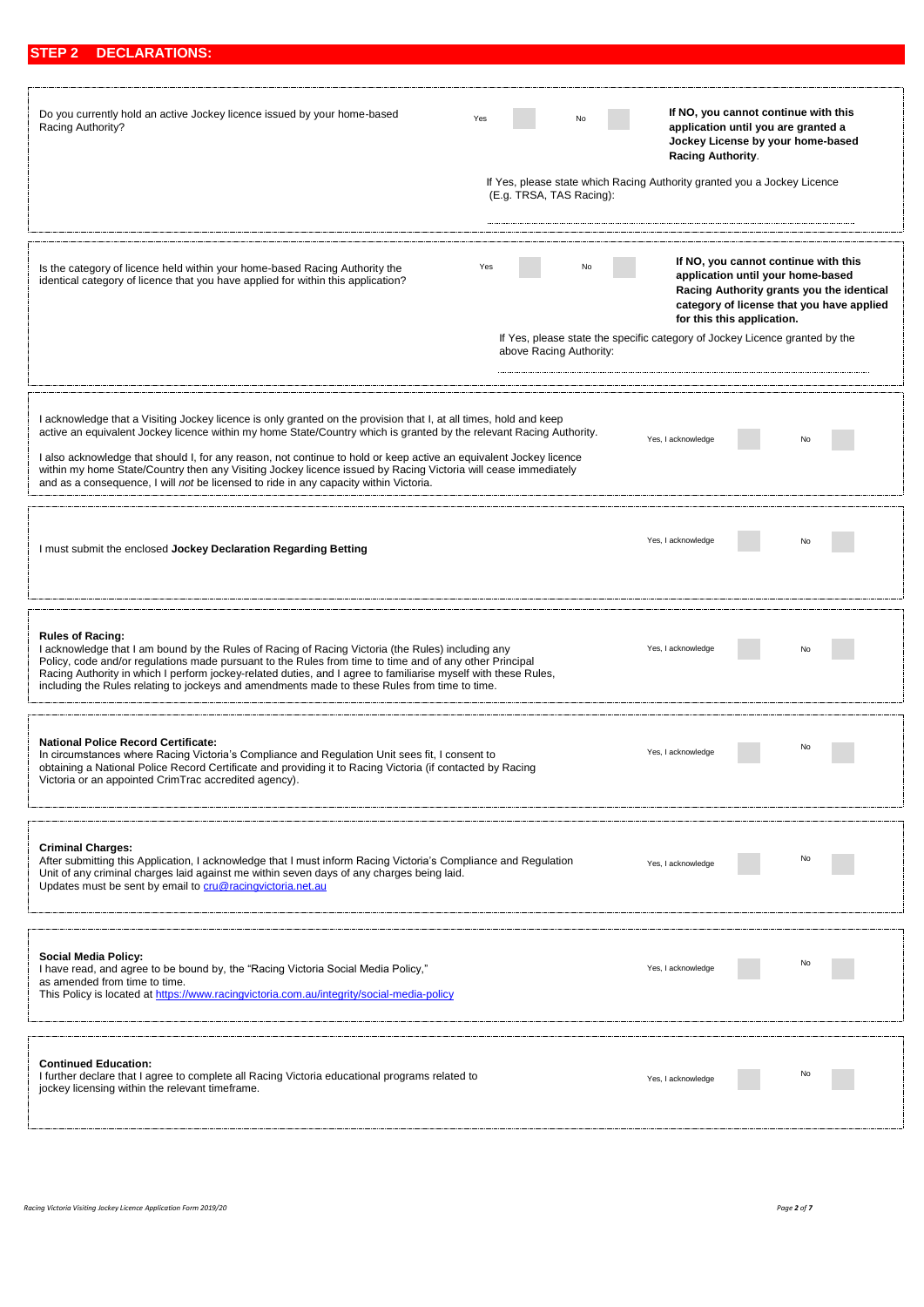## STEP 2 DECLARATIONS:

Do you currently hold an active Jockey licence issued by your home-based Racing Authority?

Yes ☐ No ☐

**If NO, you cannot continue with this application until you are granted a Jockey License by your home-based Racing Authority**.

If Yes, please state which Racing Authority granted you a Jockey Licence (E.g. TRSA, TAS Racing):

..............................................................................................................................

---

Is the category of licence held within your home-based Racing Authority the identical category of licence that you have applied for within this application?

Yes ☐ No ☐

**If NO, you cannot continue with this application until your home-based Racing Authority grants you the identical category of license that you have applied for this this application.**

If Yes, please state the specific category of Jockey Licence granted by the above Racing Authority:

..............................................................................................................................

---

I acknowledge that a Visiting Jockey licence is only granted on the provision that I, at all times, hold and keep active an equivalent Jockey licence within my home State/Country which is granted by the relevant Racing Authority.

I also acknowledge that should I, for any reason, not continue to hold or keep active an equivalent Jockey licence within my home State/Country then any Visiting Jockey licence issued by Racing Victoria will cease immediately and as a consequence, I will *not* be licensed to ride in any capacity within Victoria.

Yes, I acknowledge ☐ No ☐

---

I must submit the enclosed **Jockey Declaration Regarding Betting**

Yes, I acknowledge ☐ No ☐

---

**Rules of Racing:**
I acknowledge that I am bound by the Rules of Racing of Racing Victoria (the Rules) including any Policy, code and/or regulations made pursuant to the Rules from time to time and of any other Principal Racing Authority in which I perform jockey-related duties, and I agree to familiarise myself with these Rules, including the Rules relating to jockeys and amendments made to these Rules from time to time.

Yes, I acknowledge ☐ No ☐

---

**National Police Record Certificate:**
In circumstances where Racing Victoria's Compliance and Regulation Unit sees fit, I consent to obtaining a National Police Record Certificate and providing it to Racing Victoria (if contacted by Racing Victoria or an appointed CrimTrac accredited agency).

Yes, I acknowledge ☐ No ☐

---

**Criminal Charges:**
After submitting this Application, I acknowledge that I must inform Racing Victoria's Compliance and Regulation Unit of any criminal charges laid against me within seven days of any charges being laid.
Updates must be sent by email to cru@racingvictoria.net.au

Yes, I acknowledge ☐ No ☐

---

**Social Media Policy:**
I have read, and agree to be bound by, the "Racing Victoria Social Media Policy," as amended from time to time.
This Policy is located at https://www.racingvictoria.com.au/integrity/social-media-policy

Yes, I acknowledge ☐ No ☐

---

**Continued Education:**
I further declare that I agree to complete all Racing Victoria educational programs related to jockey licensing within the relevant timeframe.

Yes, I acknowledge ☐ No ☐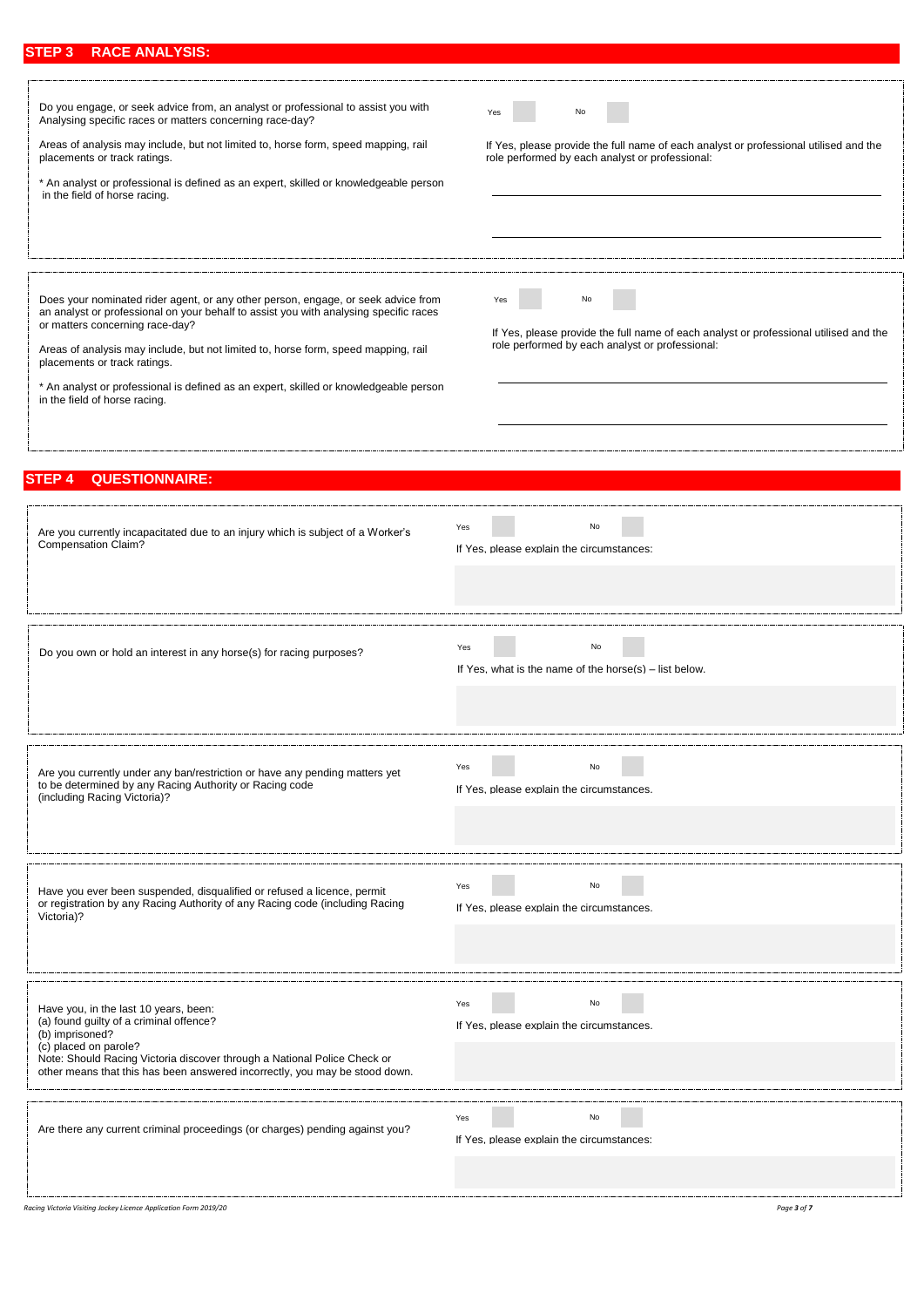## STEP 3 RACE ANALYSIS:

Do you engage, or seek advice from, an analyst or professional to assist you with Analysing specific races or matters concerning race-day?

Areas of analysis may include, but not limited to, horse form, speed mapping, rail placements or track ratings.

* An analyst or professional is defined as an expert, skilled or knowledgeable person in the field of horse racing.

Yes ☐ No ☐

If Yes, please provide the full name of each analyst or professional utilised and the role performed by each analyst or professional:

______________________________________________

______________________________________________

Does your nominated rider agent, or any other person, engage, or seek advice from an analyst or professional on your behalf to assist you with analysing specific races or matters concerning race-day?

Areas of analysis may include, but not limited to, horse form, speed mapping, rail placements or track ratings.

* An analyst or professional is defined as an expert, skilled or knowledgeable person in the field of horse racing.

Yes ☐ No ☐

If Yes, please provide the full name of each analyst or professional utilised and the role performed by each analyst or professional:

______________________________________________

______________________________________________

## STEP 4 QUESTIONNAIRE:

Are you currently incapacitated due to an injury which is subject of a Worker's Compensation Claim?

Yes ☐ No ☐

If Yes, please explain the circumstances:

Do you own or hold an interest in any horse(s) for racing purposes?

Yes ☐ No ☐

If Yes, what is the name of the horse(s) – list below.

Are you currently under any ban/restriction or have any pending matters yet to be determined by any Racing Authority or Racing code (including Racing Victoria)?

Yes ☐ No ☐

If Yes, please explain the circumstances.

Have you ever been suspended, disqualified or refused a licence, permit or registration by any Racing Authority of any Racing code (including Racing Victoria)?

Yes ☐ No ☐

If Yes, please explain the circumstances.

Have you, in the last 10 years, been:
(a) found guilty of a criminal offence?
(b) imprisoned?
(c) placed on parole?
Note: Should Racing Victoria discover through a National Police Check or other means that this has been answered incorrectly, you may be stood down.

Yes ☐ No ☐

If Yes, please explain the circumstances.

Are there any current criminal proceedings (or charges) pending against you?

Yes ☐ No ☐

If Yes, please explain the circumstances: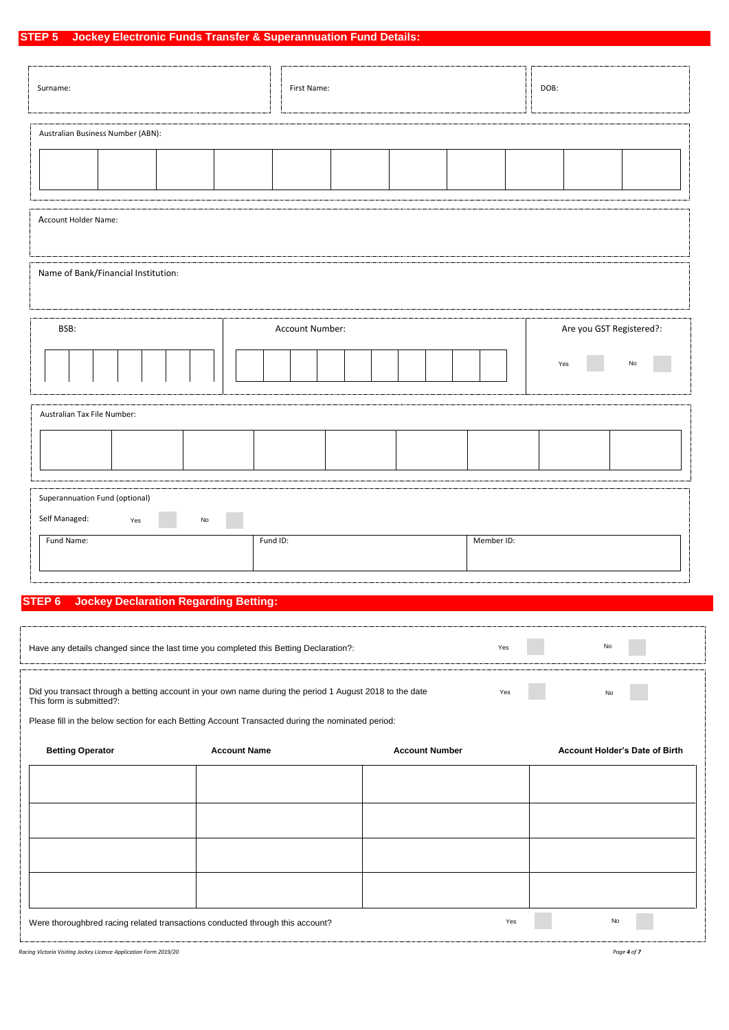## STEP 5 Jockey Electronic Funds Transfer & Superannuation Fund Details:

| Surname: | First Name: | DOB: |
|---|---|---|
| | | |

Australian Business Number (ABN):

| | | | | | | | | | | |
|---|---|---|---|---|---|---|---|---|---|---|
| | | | | | | | | | | |

Account Holder Name:

Name of Bank/Financial Institution:

| BSB: | Account Number: | Are you GST Registered?: |
|---|---|---|
| | | Yes ☐ No ☐ |

Australian Tax File Number:

| | | | | | | | | |
|---|---|---|---|---|---|---|---|---|
| | | | | | | | | |

Superannuation Fund (optional)

Self Managed: Yes ☐ No ☐

| Fund Name: | Fund ID: | Member ID: |
|---|---|---|
| | | |

## STEP 6 Jockey Declaration Regarding Betting:

Have any details changed since the last time you completed this Betting Declaration?: Yes ☐ No ☐

Did you transact through a betting account in your own name during the period 1 August 2018 to the date This form is submitted?: Yes ☐ No ☐

Please fill in the below section for each Betting Account Transacted during the nominated period:

| Betting Operator | Account Name | Account Number | Account Holder's Date of Birth |
|---|---|---|---|
| | | | |
| | | | |
| | | | |
| | | | |

Were thoroughbred racing related transactions conducted through this account? Yes ☐ No ☐

*Racing Victoria Visiting Jockey Licence Application Form 2019/20*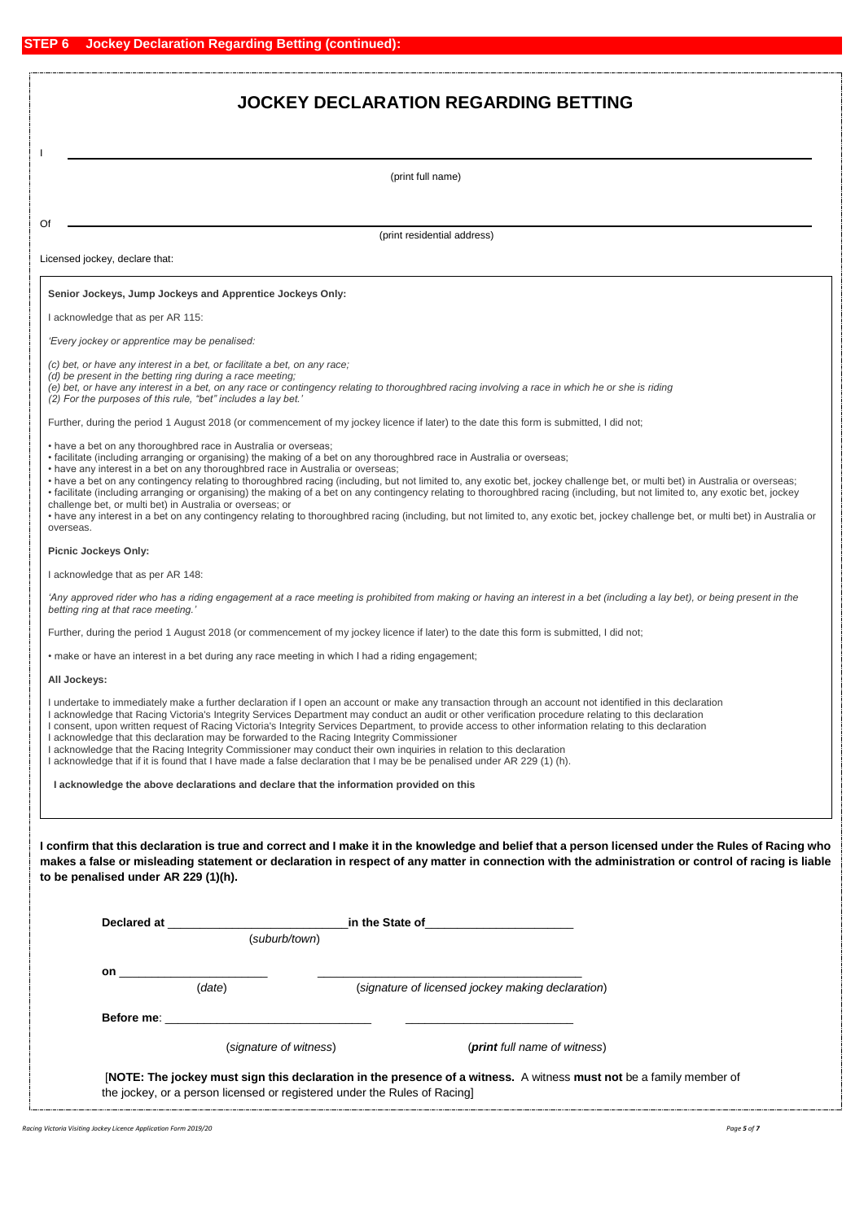## STEP 6 Jockey Declaration Regarding Betting (continued):

# JOCKEY DECLARATION REGARDING BETTING

I ____________________________________________

(print full name)

Of ____________________________________________

(print residential address)

Licensed jockey, declare that:

**Senior Jockeys, Jump Jockeys and Apprentice Jockeys Only:**

I acknowledge that as per AR 115:

*'Every jockey or apprentice may be penalised:*

*(c) bet, or have any interest in a bet, or facilitate a bet, on any race;*
*(d) be present in the betting ring during a race meeting;*
*(e) bet, or have any interest in a bet, on any race or contingency relating to thoroughbred racing involving a race in which he or she is riding*
*(2) For the purposes of this rule, "bet" includes a lay bet.'*

Further, during the period 1 August 2018 (or commencement of my jockey licence if later) to the date this form is submitted, I did not;

- have a bet on any thoroughbred race in Australia or overseas;
- facilitate (including arranging or organising) the making of a bet on any thoroughbred race in Australia or overseas;
- have any interest in a bet on any thoroughbred race in Australia or overseas;
- have a bet on any contingency relating to thoroughbred racing (including, but not limited to, any exotic bet, jockey challenge bet, or multi bet) in Australia or overseas;
- facilitate (including arranging or organising) the making of a bet on any contingency relating to thoroughbred racing (including, but not limited to, any exotic bet, jockey challenge bet, or multi bet) in Australia or overseas; or
- have any interest in a bet on any contingency relating to thoroughbred racing (including, but not limited to, any exotic bet, jockey challenge bet, or multi bet) in Australia or overseas.

**Picnic Jockeys Only:**

I acknowledge that as per AR 148:

*'Any approved rider who has a riding engagement at a race meeting is prohibited from making or having an interest in a bet (including a lay bet), or being present in the betting ring at that race meeting.'*

Further, during the period 1 August 2018 (or commencement of my jockey licence if later) to the date this form is submitted, I did not;

- make or have an interest in a bet during any race meeting in which I had a riding engagement;

**All Jockeys:**

I undertake to immediately make a further declaration if I open an account or make any transaction through an account not identified in this declaration
I acknowledge that Racing Victoria's Integrity Services Department may conduct an audit or other verification procedure relating to this declaration
I consent, upon written request of Racing Victoria's Integrity Services Department, to provide access to other information relating to this declaration
I acknowledge that this declaration may be forwarded to the Racing Integrity Commissioner
I acknowledge that the Racing Integrity Commissioner may conduct their own inquiries in relation to this declaration
I acknowledge that if it is found that I have made a false declaration that I may be be penalised under AR 229 (1) (h).

**I acknowledge the above declarations and declare that the information provided on this**

**I confirm that this declaration is true and correct and I make it in the knowledge and belief that a person licensed under the Rules of Racing who makes a false or misleading statement or declaration in respect of any matter in connection with the administration or control of racing is liable to be penalised under AR 229 (1)(h).**

**Declared at** ____________________ **in the State of** ____________________

(*suburb/town*)

**on** ____________________ ____________________

(*date*) (*signature of licensed jockey making declaration*)

**Before me**: ____________________ ____________________

(*signature of witness*) (***print*** *full name of witness*)

[**NOTE: The jockey must sign this declaration in the presence of a witness.** A witness **must not** be a family member of the jockey, or a person licensed or registered under the Rules of Racing]

*Racing Victoria Visiting Jockey Licence Application Form 2019/20*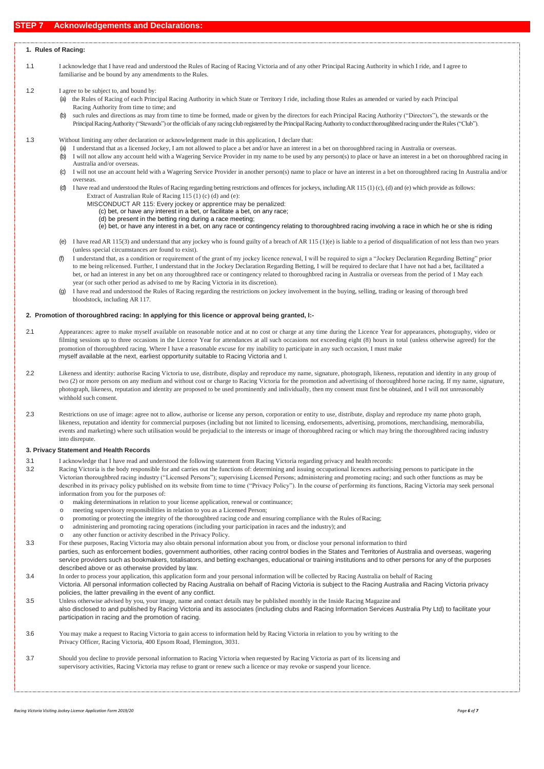## STEP 7 Acknowledgements and Declarations:

### 1. Rules of Racing:

1.1 I acknowledge that I have read and understood the Rules of Racing of Racing Victoria and of any other Principal Racing Authority in which I ride, and I agree to familiarise and be bound by any amendments to the Rules.

1.2 I agree to be subject to, and bound by:

(a) the Rules of Racing of each Principal Racing Authority in which State or Territory I ride, including those Rules as amended or varied by each Principal Racing Authority from time to time; and

(b) such rules and directions as may from time to time be formed, made or given by the directors for each Principal Racing Authority ("Directors"), the stewards or the Principal Racing Authority ("Stewards") or the officials of any racing club registered by the Principal Racing Authority to conduct thoroughbred racing under the Rules ("Club").

1.3 Without limiting any other declaration or acknowledgement made in this application, I declare that:

(a) I understand that as a licensed Jockey, I am not allowed to place a bet and/or have an interest in a bet on thoroughbred racing in Australia or overseas.

(b) I will not allow any account held with a Wagering Service Provider in my name to be used by any person(s) to place or have an interest in a bet on thoroughbred racing in Australia and/or overseas.

(c) I will not use an account held with a Wagering Service Provider in another person(s) name to place or have an interest in a bet on thoroughbred racing In Australia and/or overseas.

(d) I have read and understood the Rules of Racing regarding betting restrictions and offences for jockeys, including AR 115 (1) (c), (d) and (e) which provide as follows:

Extract of Australian Rule of Racing 115 (1) (c) (d) and (e):

MISCONDUCT AR 115: Every jockey or apprentice may be penalized:

(c) bet, or have any interest in a bet, or facilitate a bet, on any race;

(d) be present in the betting ring during a race meeting;

(e) bet, or have any interest in a bet, on any race or contingency relating to thoroughbred racing involving a race in which he or she is riding

(e) I have read AR 115(3) and understand that any jockey who is found guilty of a breach of AR 115 (1)(e) is liable to a period of disqualification of not less than two years (unless special circumstances are found to exist).

(f) I understand that, as a condition or requirement of the grant of my jockey licence renewal, I will be required to sign a "Jockey Declaration Regarding Betting" prior to me being relicensed. Further, I understand that in the Jockey Declaration Regarding Betting, I will be required to declare that I have not had a bet, facilitated a bet, or had an interest in any bet on any thoroughbred race or contingency related to thoroughbred racing in Australia or overseas from the period of 1 May each year (or such other period as advised to me by Racing Victoria in its discretion).

(g) I have read and understood the Rules of Racing regarding the restrictions on jockey involvement in the buying, selling, trading or leasing of thorough bred bloodstock, including AR 117.

### 2. Promotion of thoroughbred racing: In applying for this licence or approval being granted, I:-

2.1 Appearances: agree to make myself available on reasonable notice and at no cost or charge at any time during the Licence Year for appearances, photography, video or filming sessions up to three occasions in the Licence Year for attendances at all such occasions not exceeding eight (8) hours in total (unless otherwise agreed) for the promotion of thoroughbred racing. Where I have a reasonable excuse for my inability to participate in any such occasion, I must make myself available at the next, earliest opportunity suitable to Racing Victoria and I.

2.2 Likeness and identity: authorise Racing Victoria to use, distribute, display and reproduce my name, signature, photograph, likeness, reputation and identity in any group of two (2) or more persons on any medium and without cost or charge to Racing Victoria for the promotion and advertising of thoroughbred horse racing. If my name, signature, photograph, likeness, reputation and identity are proposed to be used prominently and individually, then my consent must first be obtained, and I will not unreasonably withhold such consent.

2.3 Restrictions on use of image: agree not to allow, authorise or license any person, corporation or entity to use, distribute, display and reproduce my name photo graph, likeness, reputation and identity for commercial purposes (including but not limited to licensing, endorsements, advertising, promotions, merchandising, memorabilia, events and marketing) where such utilisation would be prejudicial to the interests or image of thoroughbred racing or which may bring the thoroughbred racing industry into disrepute.

### 3. Privacy Statement and Health Records

3.1 I acknowledge that I have read and understood the following statement from Racing Victoria regarding privacy and health records:

3.2 Racing Victoria is the body responsible for and carries out the functions of: determining and issuing occupational licences authorising persons to participate in the Victorian thoroughbred racing industry ("Licensed Persons"); supervising Licensed Persons; administering and promoting racing; and such other functions as may be described in its privacy policy published on its website from time to time ("Privacy Policy"). In the course of performing its functions, Racing Victoria may seek personal information from you for the purposes of:

- making determinations in relation to your license application, renewal or continuance;
- meeting supervisory responsibilities in relation to you as a Licensed Person;
- promoting or protecting the integrity of the thoroughbred racing code and ensuring compliance with the Rules of Racing;
- administering and promoting racing operations (including your participation in races and the industry); and
- any other function or activity described in the Privacy Policy.

3.3 For these purposes, Racing Victoria may also obtain personal information about you from, or disclose your personal information to third parties, such as enforcement bodies, government authorities, other racing control bodies in the States and Territories of Australia and overseas, wagering service providers such as bookmakers, totalisators, and betting exchanges, educational or training institutions and to other persons for any of the purposes described above or as otherwise provided by law.

3.4 In order to process your application, this application form and your personal information will be collected by Racing Australia on behalf of Racing Victoria. All personal information collected by Racing Australia on behalf of Racing Victoria is subject to the Racing Australia and Racing Victoria privacy policies, the latter prevailing in the event of any conflict.

3.5 Unless otherwise advised by you, your image, name and contact details may be published monthly in the Inside Racing Magazine and also disclosed to and published by Racing Victoria and its associates (including clubs and Racing Information Services Australia Pty Ltd) to facilitate your participation in racing and the promotion of racing.

3.6 You may make a request to Racing Victoria to gain access to information held by Racing Victoria in relation to you by writing to the Privacy Officer, Racing Victoria, 400 Epsom Road, Flemington, 3031.

3.7 Should you decline to provide personal information to Racing Victoria when requested by Racing Victoria as part of its licensing and supervisory activities, Racing Victoria may refuse to grant or renew such a licence or may revoke or suspend your licence.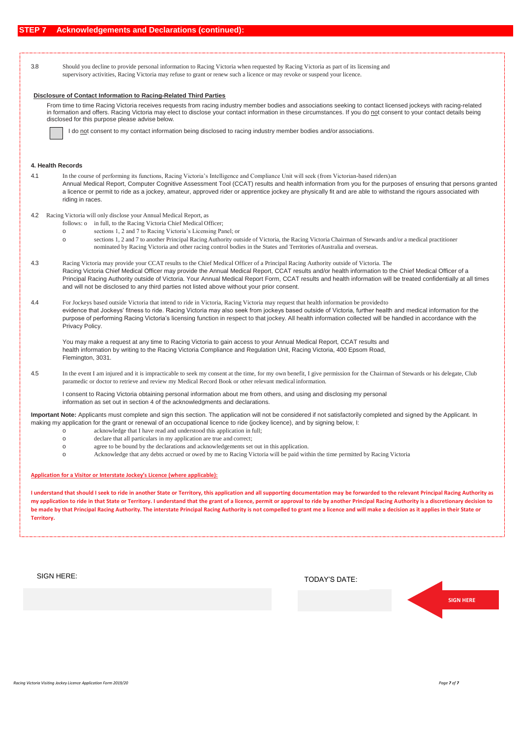## STEP 7 Acknowledgements and Declarations (continued):

3.8 Should you decline to provide personal information to Racing Victoria when requested by Racing Victoria as part of its licensing and supervisory activities, Racing Victoria may refuse to grant or renew such a licence or may revoke or suspend your licence.

**Disclosure of Contact Information to Racing-Related Third Parties**

From time to time Racing Victoria receives requests from racing industry member bodies and associations seeking to contact licensed jockeys with racing-related in formation and offers. Racing Victoria may elect to disclose your contact information in these circumstances. If you do not consent to your contact details being disclosed for this purpose please advise below.

☐ I do not consent to my contact information being disclosed to racing industry member bodies and/or associations.

### 4. Health Records

4.1 In the course of performing its functions, Racing Victoria's Intelligence and Compliance Unit will seek (from Victorian-based riders) an Annual Medical Report, Computer Cognitive Assessment Tool (CCAT) results and health information from you for the purposes of ensuring that persons granted a licence or permit to ride as a jockey, amateur, approved rider or apprentice jockey are physically fit and are able to withstand the rigours associated with riding in races.

4.2 Racing Victoria will only disclose your Annual Medical Report, as follows:

- in full, to the Racing Victoria Chief Medical Officer;
- sections 1, 2 and 7 to Racing Victoria's Licensing Panel; or
- sections 1, 2 and 7 to another Principal Racing Authority outside of Victoria, the Racing Victoria Chairman of Stewards and/or a medical practitioner nominated by Racing Victoria and other racing control bodies in the States and Territories of Australia and overseas.

4.3 Racing Victoria may provide your CCAT results to the Chief Medical Officer of a Principal Racing Authority outside of Victoria. The Racing Victoria Chief Medical Officer may provide the Annual Medical Report, CCAT results and/or health information to the Chief Medical Officer of a Principal Racing Authority outside of Victoria. Your Annual Medical Report Form, CCAT results and health information will be treated confidentially at all times and will not be disclosed to any third parties not listed above without your prior consent.

4.4 For Jockeys based outside Victoria that intend to ride in Victoria, Racing Victoria may request that health information be provided to evidence that Jockeys' fitness to ride. Racing Victoria may also seek from jockeys based outside of Victoria, further health and medical information for the purpose of performing Racing Victoria's licensing function in respect to that jockey. All health information collected will be handled in accordance with the Privacy Policy.

You may make a request at any time to Racing Victoria to gain access to your Annual Medical Report, CCAT results and health information by writing to the Racing Victoria Compliance and Regulation Unit, Racing Victoria, 400 Epsom Road, Flemington, 3031.

4.5 In the event I am injured and it is impracticable to seek my consent at the time, for my own benefit, I give permission for the Chairman of Stewards or his delegate, Club paramedic or doctor to retrieve and review my Medical Record Book or other relevant medical information.

I consent to Racing Victoria obtaining personal information about me from others, and using and disclosing my personal information as set out in section 4 of the acknowledgments and declarations.

**Important Note:** Applicants must complete and sign this section. The application will not be considered if not satisfactorily completed and signed by the Applicant. In making my application for the grant or renewal of an occupational licence to ride (jockey licence), and by signing below, I:

- acknowledge that I have read and understood this application in full;
- declare that all particulars in my application are true and correct;
- agree to be bound by the declarations and acknowledgements set out in this application.
- Acknowledge that any debts accrued or owed by me to Racing Victoria will be paid within the time permitted by Racing Victoria

**Application for a Visitor or Interstate Jockey's Licence (where applicable):**

**I understand that should I seek to ride in another State or Territory, this application and all supporting documentation may be forwarded to the relevant Principal Racing Authority as my application to ride in that State or Territory. I understand that the grant of a licence, permit or approval to ride by another Principal Racing Authority is a discretionary decision to be made by that Principal Racing Authority. The interstate Principal Racing Authority is not compelled to grant me a licence and will make a decision as it applies in their State or Territory.**

SIGN HERE: ______________________

TODAY'S DATE: ______________________

SIGN HERE